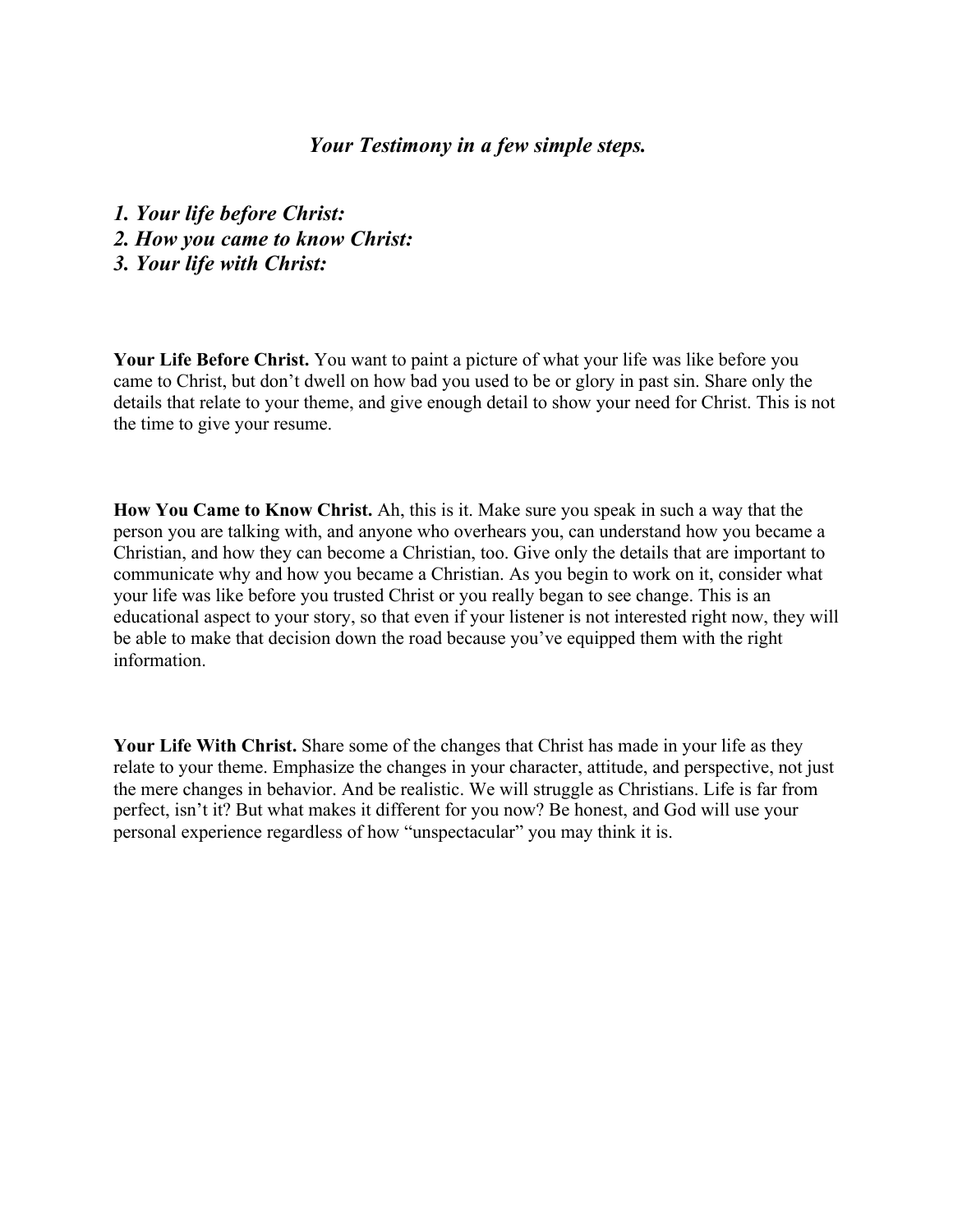## *Your Testimony in a few simple steps.*

***1. Your life before Christ:***
***2. How you came to know Christ:***
***3. Your life with Christ:***

**Your Life Before Christ.** You want to paint a picture of what your life was like before you came to Christ, but don't dwell on how bad you used to be or glory in past sin. Share only the details that relate to your theme, and give enough detail to show your need for Christ. This is not the time to give your resume.

**How You Came to Know Christ.** Ah, this is it. Make sure you speak in such a way that the person you are talking with, and anyone who overhears you, can understand how you became a Christian, and how they can become a Christian, too. Give only the details that are important to communicate why and how you became a Christian. As you begin to work on it, consider what your life was like before you trusted Christ or you really began to see change. This is an educational aspect to your story, so that even if your listener is not interested right now, they will be able to make that decision down the road because you've equipped them with the right information.

**Your Life With Christ.** Share some of the changes that Christ has made in your life as they relate to your theme. Emphasize the changes in your character, attitude, and perspective, not just the mere changes in behavior. And be realistic. We will struggle as Christians. Life is far from perfect, isn't it? But what makes it different for you now? Be honest, and God will use your personal experience regardless of how "unspectacular" you may think it is.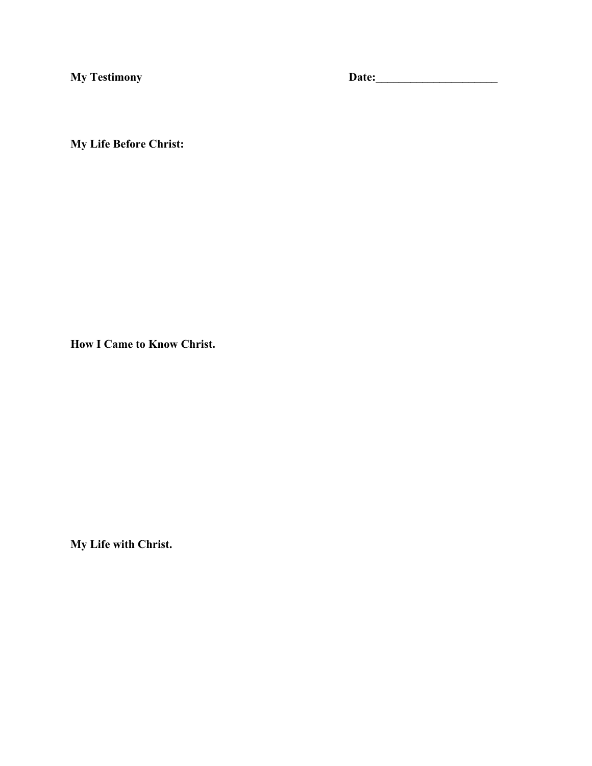**My Testimony** **Date:\_\_\_\_\_\_\_\_\_\_\_\_\_\_\_\_\_\_\_\_\_**

**My Life Before Christ:**

**How I Came to Know Christ.**

**My Life with Christ.**